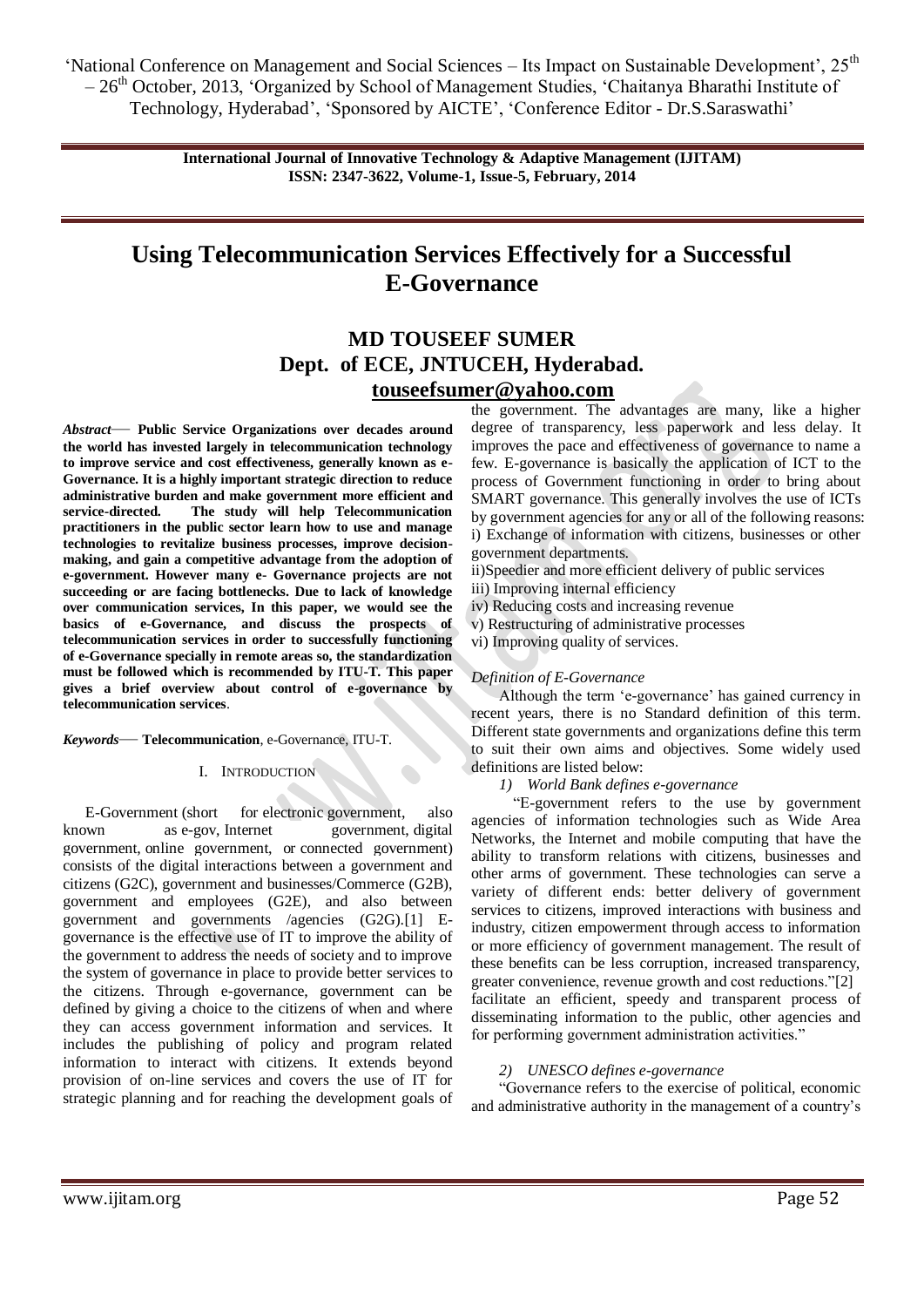# Using Telecommunication Services Effectively for a Successful E-Governance

**MD TOUSEEF SUMER**
**Dept. of ECE, JNTUCEH, Hyderabad.**
**touseefsumer@yahoo.com**

***Abstract*— Public Service Organizations over decades around the world has invested largely in telecommunication technology to improve service and cost effectiveness, generally known as e-Governance. It is a highly important strategic direction to reduce administrative burden and make government more efficient and service-directed. The study will help Telecommunication practitioners in the public sector learn how to use and manage technologies to revitalize business processes, improve decision-making, and gain a competitive advantage from the adoption of e-government. However many e- Governance projects are not succeeding or are facing bottlenecks. Due to lack of knowledge over communication services, In this paper, we would see the basics of e-Governance, and discuss the prospects of telecommunication services in order to successfully functioning of e-Governance specially in remote areas so, the standardization must be followed which is recommended by ITU-T. This paper gives a brief overview about control of e-governance by telecommunication services**.

***Keywords*— Telecommunication**, e-Governance, ITU-T.

## I. Introduction

E-Government (short for electronic government, also known as e-gov, Internet government, digital government, online government, or connected government) consists of the digital interactions between a government and citizens (G2C), government and businesses/Commerce (G2B), government and employees (G2E), and also between government and governments /agencies (G2G).[1] E-governance is the effective use of IT to improve the ability of the government to address the needs of society and to improve the system of governance in place to provide better services to the citizens. Through e-governance, government can be defined by giving a choice to the citizens of when and where they can access government information and services. It includes the publishing of policy and program related information to interact with citizens. It extends beyond provision of on-line services and covers the use of IT for strategic planning and for reaching the development goals of the government. The advantages are many, like a higher degree of transparency, less paperwork and less delay. It improves the pace and effectiveness of governance to name a few. E-governance is basically the application of ICT to the process of Government functioning in order to bring about SMART governance. This generally involves the use of ICTs by government agencies for any or all of the following reasons:

i) Exchange of information with citizens, businesses or other government departments.

ii)Speedier and more efficient delivery of public services

iii) Improving internal efficiency

iv) Reducing costs and increasing revenue

v) Restructuring of administrative processes

vi) Improving quality of services.

### *Definition of E-Governance*

Although the term 'e-governance' has gained currency in recent years, there is no Standard definition of this term. Different state governments and organizations define this term to suit their own aims and objectives. Some widely used definitions are listed below:

*1) World Bank defines e-governance*

"E-government refers to the use by government agencies of information technologies such as Wide Area Networks, the Internet and mobile computing that have the ability to transform relations with citizens, businesses and other arms of government. These technologies can serve a variety of different ends: better delivery of government services to citizens, improved interactions with business and industry, citizen empowerment through access to information or more efficiency of government management. The result of these benefits can be less corruption, increased transparency, greater convenience, revenue growth and cost reductions."[2] facilitate an efficient, speedy and transparent process of disseminating information to the public, other agencies and for performing government administration activities."

*2) UNESCO defines e-governance*

"Governance refers to the exercise of political, economic and administrative authority in the management of a country's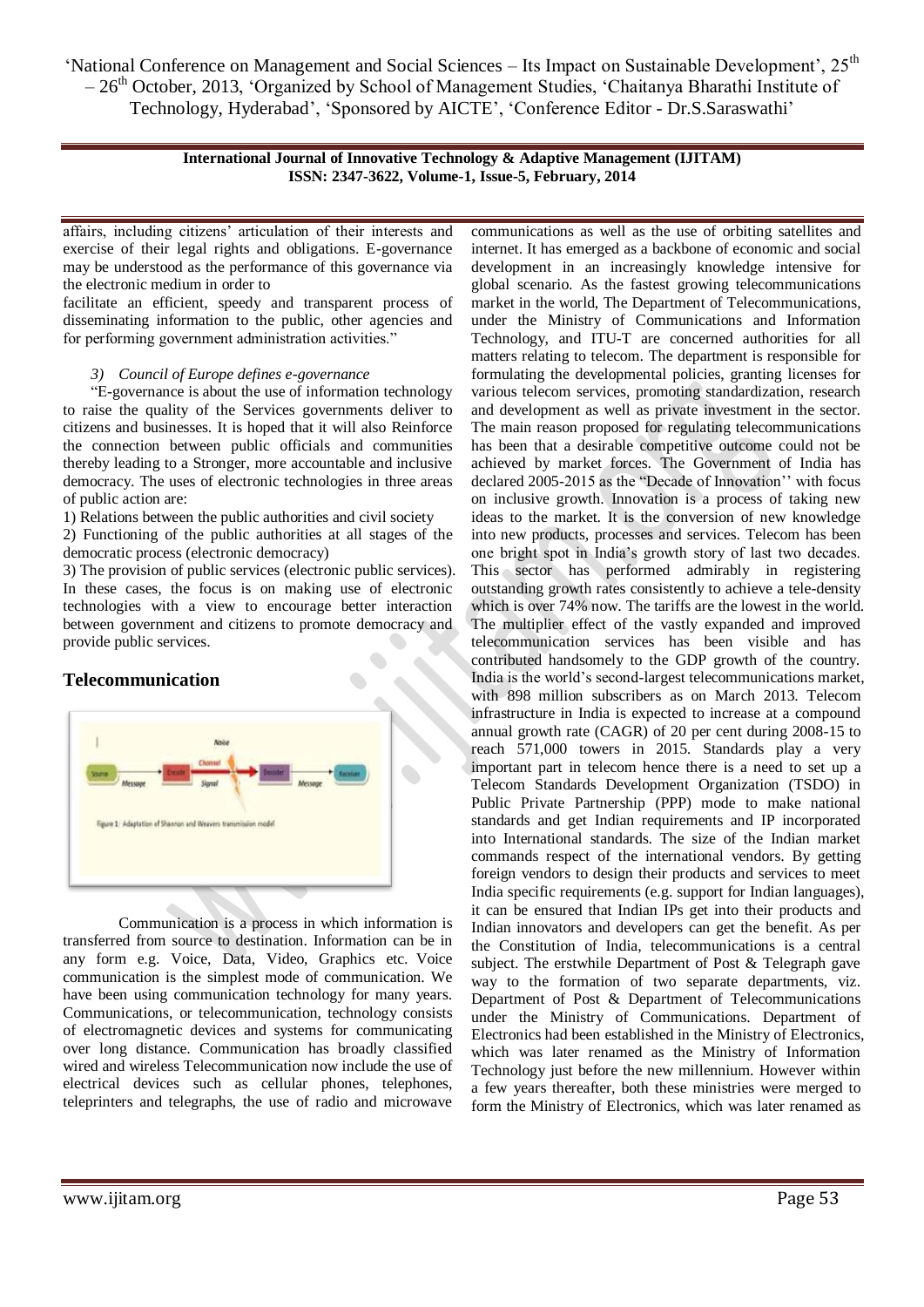affairs, including citizens' articulation of their interests and exercise of their legal rights and obligations. E-governance may be understood as the performance of this governance via the electronic medium in order to

facilitate an efficient, speedy and transparent process of disseminating information to the public, other agencies and for performing government administration activities."

*3) Council of Europe defines e-governance*

"E-governance is about the use of information technology to raise the quality of the Services governments deliver to citizens and businesses. It is hoped that it will also Reinforce the connection between public officials and communities thereby leading to a Stronger, more accountable and inclusive democracy. The uses of electronic technologies in three areas of public action are:

1) Relations between the public authorities and civil society

2) Functioning of the public authorities at all stages of the democratic process (electronic democracy)

3) The provision of public services (electronic public services). In these cases, the focus is on making use of electronic technologies with a view to encourage better interaction between government and citizens to promote democracy and provide public services.

## Telecommunication

Figure 1: Adaptation of Shannon and Weavers transmission model

Communication is a process in which information is transferred from source to destination. Information can be in any form e.g. Voice, Data, Video, Graphics etc. Voice communication is the simplest mode of communication. We have been using communication technology for many years. Communications, or telecommunication, technology consists of electromagnetic devices and systems for communicating over long distance. Communication has broadly classified wired and wireless Telecommunication now include the use of electrical devices such as cellular phones, telephones, teleprinters and telegraphs, the use of radio and microwave communications as well as the use of orbiting satellites and internet. It has emerged as a backbone of economic and social development in an increasingly knowledge intensive for global scenario. As the fastest growing telecommunications market in the world, The Department of Telecommunications, under the Ministry of Communications and Information Technology, and ITU-T are concerned authorities for all matters relating to telecom. The department is responsible for formulating the developmental policies, granting licenses for various telecom services, promoting standardization, research and development as well as private investment in the sector. The main reason proposed for regulating telecommunications has been that a desirable competitive outcome could not be achieved by market forces. The Government of India has declared 2005-2015 as the "Decade of Innovation'' with focus on inclusive growth. Innovation is a process of taking new ideas to the market. It is the conversion of new knowledge into new products, processes and services. Telecom has been one bright spot in India's growth story of last two decades. This sector has performed admirably in registering outstanding growth rates consistently to achieve a tele-density which is over 74% now. The tariffs are the lowest in the world. The multiplier effect of the vastly expanded and improved telecommunication services has been visible and has contributed handsomely to the GDP growth of the country. India is the world's second-largest telecommunications market, with 898 million subscribers as on March 2013. Telecom infrastructure in India is expected to increase at a compound annual growth rate (CAGR) of 20 per cent during 2008-15 to reach 571,000 towers in 2015. Standards play a very important part in telecom hence there is a need to set up a Telecom Standards Development Organization (TSDO) in Public Private Partnership (PPP) mode to make national standards and get Indian requirements and IP incorporated into International standards. The size of the Indian market commands respect of the international vendors. By getting foreign vendors to design their products and services to meet India specific requirements (e.g. support for Indian languages), it can be ensured that Indian IPs get into their products and Indian innovators and developers can get the benefit. As per the Constitution of India, telecommunications is a central subject. The erstwhile Department of Post & Telegraph gave way to the formation of two separate departments, viz. Department of Post & Department of Telecommunications under the Ministry of Communications. Department of Electronics had been established in the Ministry of Electronics, which was later renamed as the Ministry of Information Technology just before the new millennium. However within a few years thereafter, both these ministries were merged to form the Ministry of Electronics, which was later renamed as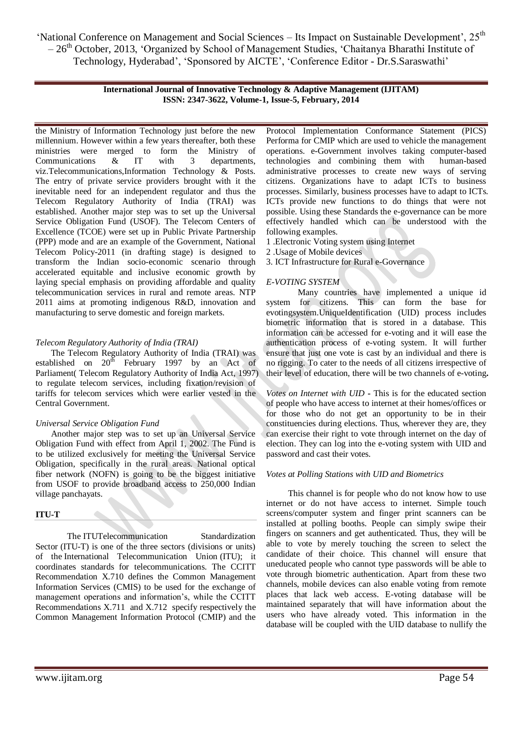the Ministry of Information Technology just before the new millennium. However within a few years thereafter, both these ministries were merged to form the Ministry of Communications & IT with 3 departments, viz.Telecommunications,Information Technology & Posts. The entry of private service providers brought with it the inevitable need for an independent regulator and thus the Telecom Regulatory Authority of India (TRAI) was established. Another major step was to set up the Universal Service Obligation Fund (USOF). The Telecom Centers of Excellence (TCOE) were set up in Public Private Partnership (PPP) mode and are an example of the Government, National Telecom Policy-2011 (in drafting stage) is designed to transform the Indian socio-economic scenario through accelerated equitable and inclusive economic growth by laying special emphasis on providing affordable and quality telecommunication services in rural and remote areas. NTP 2011 aims at promoting indigenous R&D, innovation and manufacturing to serve domestic and foreign markets.

*Telecom Regulatory Authority of India (TRAI)*

The Telecom Regulatory Authority of India (TRAI) was established on 20th February 1997 by an Act of Parliament( Telecom Regulatory Authority of India Act, 1997) to regulate telecom services, including fixation/revision of tariffs for telecom services which were earlier vested in the Central Government.

*Universal Service Obligation Fund*

Another major step was to set up an Universal Service Obligation Fund with effect from April 1, 2002. The Fund is to be utilized exclusively for meeting the Universal Service Obligation, specifically in the rural areas. National optical fiber network (NOFN) is going to be the biggest initiative from USOF to provide broadband access to 250,000 Indian village panchayats.

**ITU-T**

The ITUTelecommunication Standardization Sector (ITU-T) is one of the three sectors (divisions or units) of the International Telecommunication Union (ITU); it coordinates standards for telecommunications. The CCITT Recommendation X.710 defines the Common Management Information Services (CMIS) to be used for the exchange of management operations and information's, while the CCITT Recommendations X.711 and X.712 specify respectively the Common Management Information Protocol (CMIP) and the Protocol Implementation Conformance Statement (PICS) Performa for CMIP which are used to vehicle the management operations. e-Government involves taking computer-based technologies and combining them with human-based administrative processes to create new ways of serving citizens. Organizations have to adapt ICTs to business processes. Similarly, business processes have to adapt to ICTs. ICTs provide new functions to do things that were not possible. Using these Standards the e-governance can be more effectively handled which can be understood with the following examples.

1 .Electronic Voting system using Internet
2 .Usage of Mobile devices
3. ICT Infrastructure for Rural e-Governance

*E-VOTING SYSTEM*

Many countries have implemented a unique id system for citizens. This can form the base for evotingsystem.UniqueIdentification (UID) process includes biometric information that is stored in a database. This information can be accessed for e-voting and it will ease the authentication process of e-voting system. It will further ensure that just one vote is cast by an individual and there is no rigging. To cater to the needs of all citizens irrespective of their level of education, there will be two channels of e-voting**.**

*Votes on Internet with UID* - This is for the educated section of people who have access to internet at their homes/offices or for those who do not get an opportunity to be in their constituencies during elections. Thus, wherever they are, they can exercise their right to vote through internet on the day of election. They can log into the e-voting system with UID and password and cast their votes.

*Votes at Polling Stations with UID and Biometrics*

This channel is for people who do not know how to use internet or do not have access to internet. Simple touch screens/computer system and finger print scanners can be installed at polling booths. People can simply swipe their fingers on scanners and get authenticated. Thus, they will be able to vote by merely touching the screen to select the candidate of their choice. This channel will ensure that uneducated people who cannot type passwords will be able to vote through biometric authentication. Apart from these two channels, mobile devices can also enable voting from remote places that lack web access. E-voting database will be maintained separately that will have information about the users who have already voted. This information in the database will be coupled with the UID database to nullify the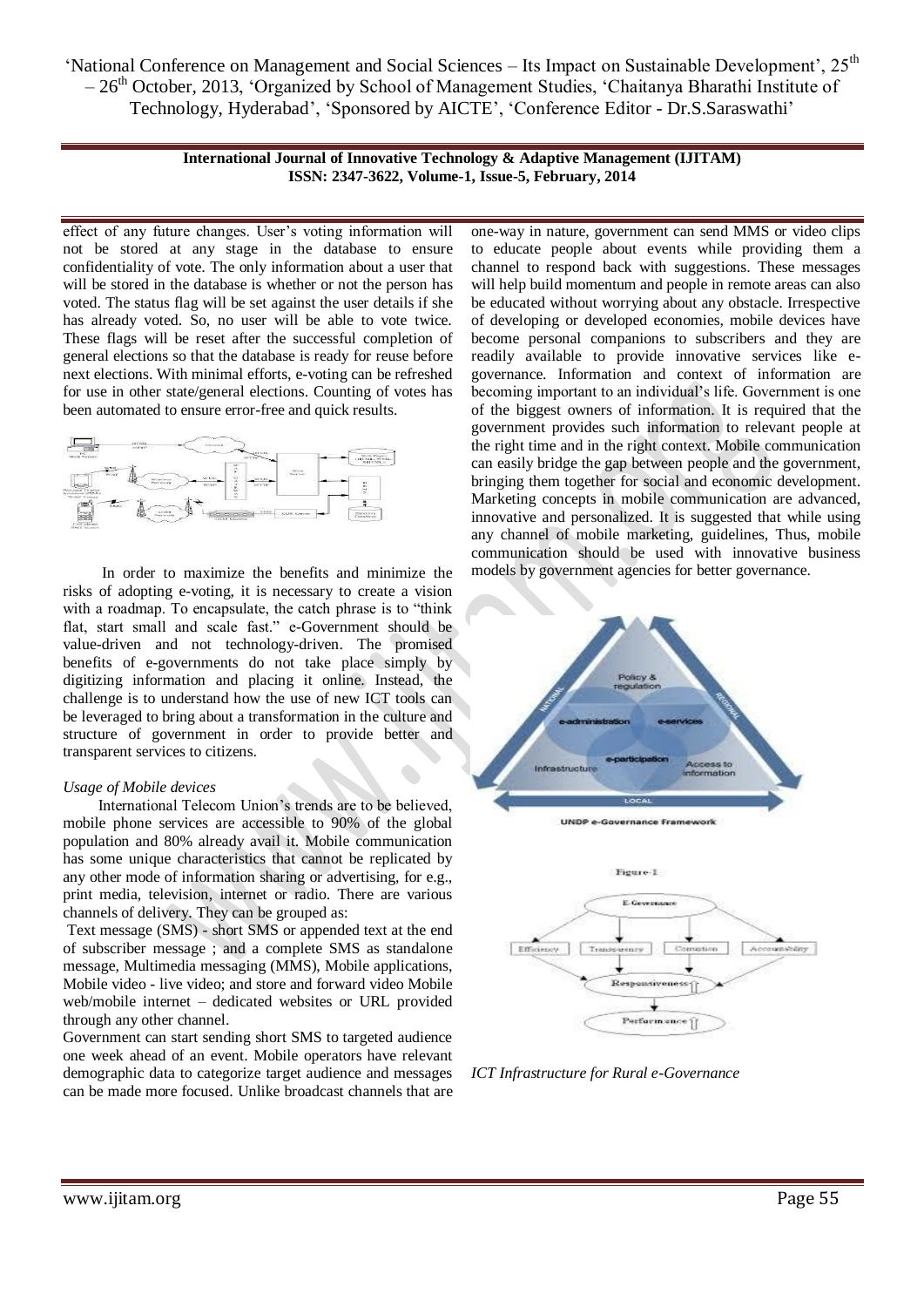effect of any future changes. User's voting information will not be stored at any stage in the database to ensure confidentiality of vote. The only information about a user that will be stored in the database is whether or not the person has voted. The status flag will be set against the user details if she has already voted. So, no user will be able to vote twice. These flags will be reset after the successful completion of general elections so that the database is ready for reuse before next elections. With minimal efforts, e-voting can be refreshed for use in other state/general elections. Counting of votes has been automated to ensure error-free and quick results.

In order to maximize the benefits and minimize the risks of adopting e-voting, it is necessary to create a vision with a roadmap. To encapsulate, the catch phrase is to "think flat, start small and scale fast." e-Government should be value-driven and not technology-driven. The promised benefits of e-governments do not take place simply by digitizing information and placing it online. Instead, the challenge is to understand how the use of new ICT tools can be leveraged to bring about a transformation in the culture and structure of government in order to provide better and transparent services to citizens.

*Usage of Mobile devices*

International Telecom Union's trends are to be believed, mobile phone services are accessible to 90% of the global population and 80% already avail it. Mobile communication has some unique characteristics that cannot be replicated by any other mode of information sharing or advertising, for e.g., print media, television, internet or radio. There are various channels of delivery. They can be grouped as:

Text message (SMS) - short SMS or appended text at the end of subscriber message ; and a complete SMS as standalone message, Multimedia messaging (MMS), Mobile applications, Mobile video - live video; and store and forward video Mobile web/mobile internet – dedicated websites or URL provided through any other channel.

Government can start sending short SMS to targeted audience one week ahead of an event. Mobile operators have relevant demographic data to categorize target audience and messages can be made more focused. Unlike broadcast channels that are one-way in nature, government can send MMS or video clips to educate people about events while providing them a channel to respond back with suggestions. These messages will help build momentum and people in remote areas can also be educated without worrying about any obstacle. Irrespective of developing or developed economies, mobile devices have become personal companions to subscribers and they are readily available to provide innovative services like e-governance. Information and context of information are becoming important to an individual's life. Government is one of the biggest owners of information. It is required that the government provides such information to relevant people at the right time and in the right context. Mobile communication can easily bridge the gap between people and the government, bringing them together for social and economic development. Marketing concepts in mobile communication are advanced, innovative and personalized. It is suggested that while using any channel of mobile marketing, guidelines, Thus, mobile communication should be used with innovative business models by government agencies for better governance.

UNDP e-Governance Framework

Figure-1

*ICT Infrastructure for Rural e-Governance*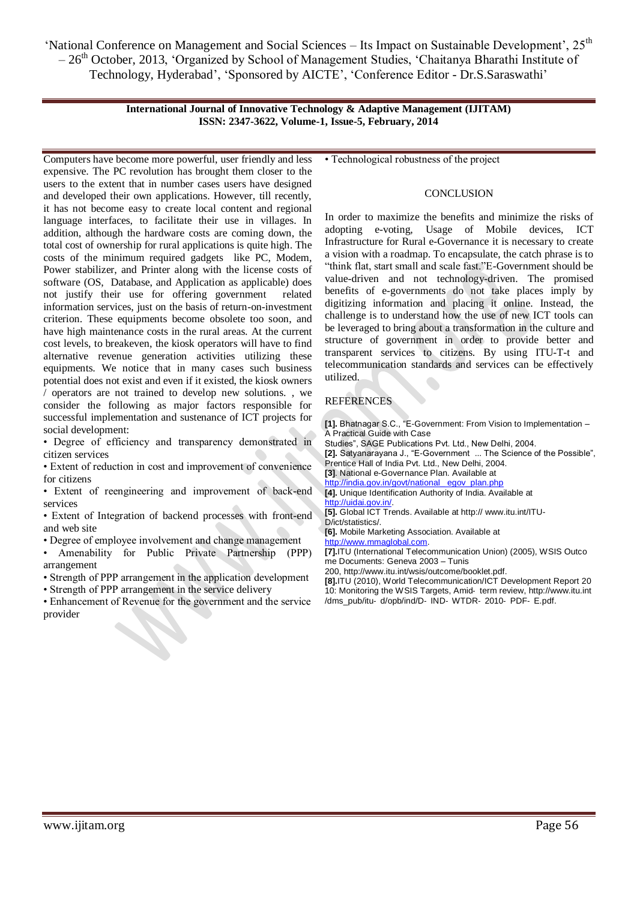Computers have become more powerful, user friendly and less expensive. The PC revolution has brought them closer to the users to the extent that in number cases users have designed and developed their own applications. However, till recently, it has not become easy to create local content and regional language interfaces, to facilitate their use in villages. In addition, although the hardware costs are coming down, the total cost of ownership for rural applications is quite high. The costs of the minimum required gadgets like PC, Modem, Power stabilizer, and Printer along with the license costs of software (OS, Database, and Application as applicable) does not justify their use for offering government related information services, just on the basis of return-on-investment criterion. These equipments become obsolete too soon, and have high maintenance costs in the rural areas. At the current cost levels, to breakeven, the kiosk operators will have to find alternative revenue generation activities utilizing these equipments. We notice that in many cases such business potential does not exist and even if it existed, the kiosk owners / operators are not trained to develop new solutions. , we consider the following as major factors responsible for successful implementation and sustenance of ICT projects for social development:

- Degree of efficiency and transparency demonstrated in citizen services
- Extent of reduction in cost and improvement of convenience for citizens
- Extent of reengineering and improvement of back-end services
- Extent of Integration of backend processes with front-end and web site
- Degree of employee involvement and change management
- Amenability for Public Private Partnership (PPP) arrangement
- Strength of PPP arrangement in the application development
- Strength of PPP arrangement in the service delivery
- Enhancement of Revenue for the government and the service provider
- Technological robustness of the project

## CONCLUSION

In order to maximize the benefits and minimize the risks of adopting e-voting, Usage of Mobile devices, ICT Infrastructure for Rural e-Governance it is necessary to create a vision with a roadmap. To encapsulate, the catch phrase is to "think flat, start small and scale fast."E-Government should be value-driven and not technology-driven. The promised benefits of e-governments do not take places imply by digitizing information and placing it online. Instead, the challenge is to understand how the use of new ICT tools can be leveraged to bring about a transformation in the culture and structure of government in order to provide better and transparent services to citizens. By using ITU-T-t and telecommunication standards and services can be effectively utilized.

## REFERENCES

**[1].** Bhatnagar S.C., "E-Government: From Vision to Implementation – A Practical Guide with Case Studies", SAGE Publications Pvt. Ltd., New Delhi, 2004.

**[2].** Satyanarayana J., "E-Government ... The Science of the Possible", Prentice Hall of India Pvt. Ltd., New Delhi, 2004.

**[3]**. National e-Governance Plan. Available at http://india.gov.in/govt/national_egov_plan.php

**[4].** Unique Identification Authority of India. Available at http://uidai.gov.in/.

**[5].** Global ICT Trends. Available at http:// www.itu.int/ITU-D/ict/statistics/.

**[6].** Mobile Marketing Association. Available at http://www.mmaglobal.com.

**[7].**ITU (International Telecommunication Union) (2005), WSIS Outcome Documents: Geneva 2003 – Tunis 200, http://www.itu.int/wsis/outcome/booklet.pdf.

**[8].**ITU (2010), World Telecommunication/ICT Development Report 2010: Monitoring the WSIS Targets, Amid- term review, http://www.itu.int/dms_pub/itu- d/opb/ind/D- IND- WTDR- 2010- PDF- E.pdf.